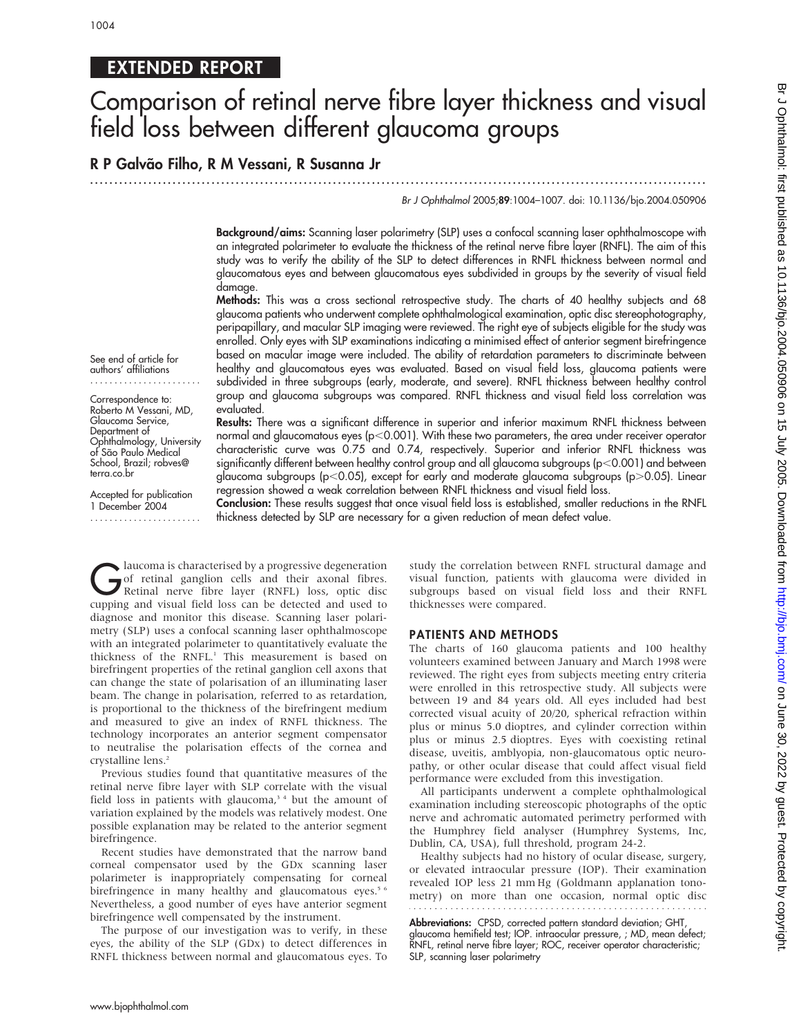## EXTENDED REPORT

# Comparison of retinal nerve fibre layer thickness and visual field loss between different glaucoma groups

**R P Galvão Filho, R M Vessani, R Susanna Jr**

Br J Ophthalmol 2005;**89**:1004–1007. doi: 10.1136/bjo.2004.050906

See end of article for authors' affiliations

Correspondence to: Roberto M Vessani, MD, Glaucoma Service, Department of Ophthalmology, University of São Paulo Medical School, Brazil; robves@terra.co.br

Accepted for publication 1 December 2004

**Background/aims:** Scanning laser polarimetry (SLP) uses a confocal scanning laser ophthalmoscope with an integrated polarimeter to evaluate the thickness of the retinal nerve fibre layer (RNFL). The aim of this study was to verify the ability of the SLP to detect differences in RNFL thickness between normal and glaucomatous eyes and between glaucomatous eyes subdivided in groups by the severity of visual field damage.

**Methods:** This was a cross sectional retrospective study. The charts of 40 healthy subjects and 68 glaucoma patients who underwent complete ophthalmological examination, optic disc stereophotography, peripapillary, and macular SLP imaging were reviewed. The right eye of subjects eligible for the study was enrolled. Only eyes with SLP examinations indicating a minimised effect of anterior segment birefringence based on macular image were included. The ability of retardation parameters to discriminate between healthy and glaucomatous eyes was evaluated. Based on visual field loss, glaucoma patients were subdivided in three subgroups (early, moderate, and severe). RNFL thickness between healthy control group and glaucoma subgroups was compared. RNFL thickness and visual field loss correlation was evaluated.

**Results:** There was a significant difference in superior and inferior maximum RNFL thickness between normal and glaucomatous eyes ($p<0.001$). With these two parameters, the area under receiver operator characteristic curve was 0.75 and 0.74, respectively. Superior and inferior RNFL thickness was significantly different between healthy control group and all glaucoma subgroups ($p<0.001$) and between glaucoma subgroups ($p<0.05$), except for early and moderate glaucoma subgroups ($p>0.05$). Linear regression showed a weak correlation between RNFL thickness and visual field loss.

**Conclusion:** These results suggest that once visual field loss is established, smaller reductions in the RNFL thickness detected by SLP are necessary for a given reduction of mean defect value.

Glaucoma is characterised by a progressive degeneration of retinal ganglion cells and their axonal fibres. Retinal nerve fibre layer (RNFL) loss, optic disc cupping and visual field loss can be detected and used to diagnose and monitor this disease. Scanning laser polarimetry (SLP) uses a confocal scanning laser ophthalmoscope with an integrated polarimeter to quantitatively evaluate the thickness of the RNFL.[1] This measurement is based on birefringent properties of the retinal ganglion cell axons that can change the state of polarisation of an illuminating laser beam. The change in polarisation, referred to as retardation, is proportional to the thickness of the birefringent medium and measured to give an index of RNFL thickness. The technology incorporates an anterior segment compensator to neutralise the polarisation effects of the cornea and crystalline lens.[2]

Previous studies found that quantitative measures of the retinal nerve fibre layer with SLP correlate with the visual field loss in patients with glaucoma,[3 4] but the amount of variation explained by the models was relatively modest. One possible explanation may be related to the anterior segment birefringence.

Recent studies have demonstrated that the narrow band corneal compensator used by the GDx scanning laser polarimeter is inappropriately compensating for corneal birefringence in many healthy and glaucomatous eyes.[5 6] Nevertheless, a good number of eyes have anterior segment birefringence well compensated by the instrument.

The purpose of our investigation was to verify, in these eyes, the ability of the SLP (GDx) to detect differences in RNFL thickness between normal and glaucomatous eyes. To study the correlation between RNFL structural damage and visual function, patients with glaucoma were divided in subgroups based on visual field loss and their RNFL thicknesses were compared.

## PATIENTS AND METHODS

The charts of 160 glaucoma patients and 100 healthy volunteers examined between January and March 1998 were reviewed. The right eyes from subjects meeting entry criteria were enrolled in this retrospective study. All subjects were between 19 and 84 years old. All eyes included had best corrected visual acuity of 20/20, spherical refraction within plus or minus 5.0 dioptres, and cylinder correction within plus or minus 2.5 dioptres. Eyes with coexisting retinal disease, uveitis, amblyopia, non-glaucomatous optic neuropathy, or other ocular disease that could affect visual field performance were excluded from this investigation.

All participants underwent a complete ophthalmological examination including stereoscopic photographs of the optic nerve and achromatic automated perimetry performed with the Humphrey field analyser (Humphrey Systems, Inc, Dublin, CA, USA), full threshold, program 24-2.

Healthy subjects had no history of ocular disease, surgery, or elevated intraocular pressure (IOP). Their examination revealed IOP less 21 mm Hg (Goldmann applanation tonometry) on more than one occasion, normal optic disc

**Abbreviations:** CPSD, corrected pattern standard deviation; GHT, glaucoma hemifield test; IOP. intraocular pressure, ; MD, mean defect; RNFL, retinal nerve fibre layer; ROC, receiver operator characteristic; SLP, scanning laser polarimetry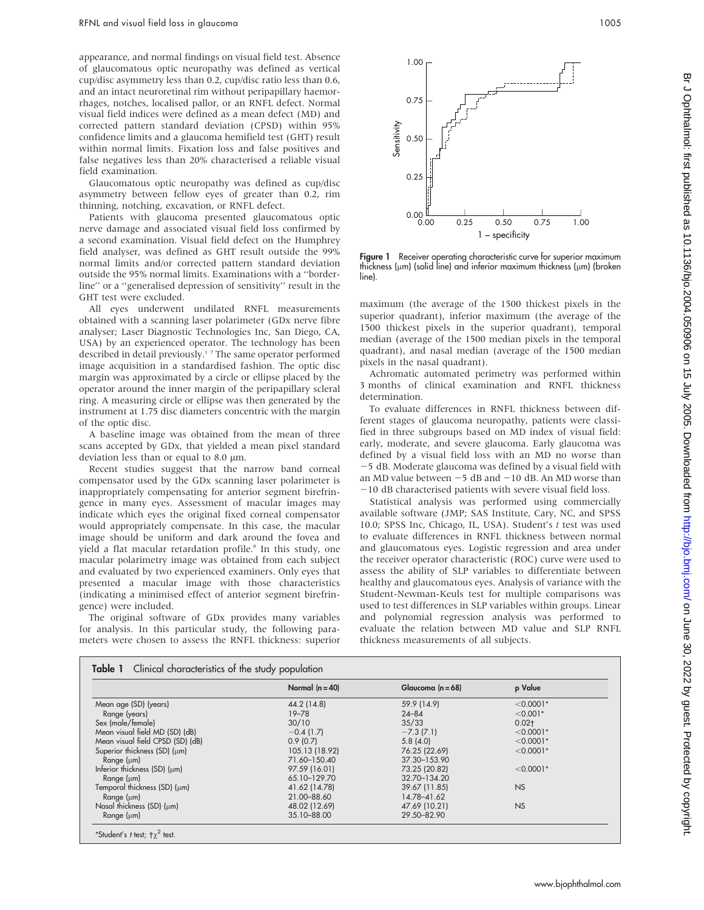appearance, and normal findings on visual field test. Absence of glaucomatous optic neuropathy was defined as vertical cup/disc asymmetry less than 0.2, cup/disc ratio less than 0.6, and an intact neuroretinal rim without peripapillary haemorrhages, notches, localised pallor, or an RNFL defect. Normal visual field indices were defined as a mean defect (MD) and corrected pattern standard deviation (CPSD) within 95% confidence limits and a glaucoma hemifield test (GHT) result within normal limits. Fixation loss and false positives and false negatives less than 20% characterised a reliable visual field examination.

Glaucomatous optic neuropathy was defined as cup/disc asymmetry between fellow eyes of greater than 0.2, rim thinning, notching, excavation, or RNFL defect.

Patients with glaucoma presented glaucomatous optic nerve damage and associated visual field loss confirmed by a second examination. Visual field defect on the Humphrey field analyser, was defined as GHT result outside the 99% normal limits and/or corrected pattern standard deviation outside the 95% normal limits. Examinations with a "borderline" or a "generalised depression of sensitivity" result in the GHT test were excluded.

All eyes underwent undilated RNFL measurements obtained with a scanning laser polarimeter (GDx nerve fibre analyser; Laser Diagnostic Technologies Inc, San Diego, CA, USA) by an experienced operator. The technology has been described in detail previously.[1 7] The same operator performed image acquisition in a standardised fashion. The optic disc margin was approximated by a circle or ellipse placed by the operator around the inner margin of the peripapillary scleral ring. A measuring circle or ellipse was then generated by the instrument at 1.75 disc diameters concentric with the margin of the optic disc.

A baseline image was obtained from the mean of three scans accepted by GDx, that yielded a mean pixel standard deviation less than or equal to 8.0 μm.

Recent studies suggest that the narrow band corneal compensator used by the GDx scanning laser polarimeter is inappropriately compensating for anterior segment birefringence in many eyes. Assessment of macular images may indicate which eyes the original fixed corneal compensator would appropriately compensate. In this case, the macular image should be uniform and dark around the fovea and yield a flat macular retardation profile.[8] In this study, one macular polarimetry image was obtained from each subject and evaluated by two experienced examiners. Only eyes that presented a macular image with those characteristics (indicating a minimised effect of anterior segment birefringence) were included.

The original software of GDx provides many variables for analysis. In this particular study, the following parameters were chosen to assess the RNFL thickness: superior maximum (the average of the 1500 thickest pixels in the superior quadrant), inferior maximum (the average of the 1500 thickest pixels in the superior quadrant), temporal median (average of the 1500 median pixels in the temporal quadrant), and nasal median (average of the 1500 median pixels in the nasal quadrant).

Figure 1 Receiver operating characteristic curve for superior maximum thickness (μm) (solid line) and inferior maximum thickness (μm) (broken line).

Achromatic automated perimetry was performed within 3 months of clinical examination and RNFL thickness determination.

To evaluate differences in RNFL thickness between different stages of glaucoma neuropathy, patients were classified in three subgroups based on MD index of visual field: early, moderate, and severe glaucoma. Early glaucoma was defined by a visual field loss with an MD no worse than −5 dB. Moderate glaucoma was defined by a visual field with an MD value between −5 dB and −10 dB. An MD worse than −10 dB characterised patients with severe visual field loss.

Statistical analysis was performed using commercially available software (JMP; SAS Institute, Cary, NC, and SPSS 10.0; SPSS Inc, Chicago, IL, USA). Student's *t* test was used to evaluate differences in RNFL thickness between normal and glaucomatous eyes. Logistic regression and area under the receiver operator characteristic (ROC) curve were used to assess the ability of SLP variables to differentiate between healthy and glaucomatous eyes. Analysis of variance with the Student-Newman-Keuls test for multiple comparisons was used to test differences in SLP variables within groups. Linear and polynomial regression analysis was performed to evaluate the relation between MD value and SLP RNFL thickness measurements of all subjects.

**Table 1** Clinical characteristics of the study population

| | Normal (n = 40) | Glaucoma (n = 68) | p Value |
|---|---|---|---|
| Mean age (SD) (years) | 44.2 (14.8) | 59.9 (14.9) | <0.0001* |
| Range (years) | 19–78 | 24–84 | <0.001* |
| Sex (male/female) | 30/10 | 35/33 | 0.02† |
| Mean visual field MD (SD) (dB) | −0.4 (1.7) | −7.3 (7.1) | <0.0001* |
| Mean visual field CPSD (SD) (dB) | 0.9 (0.7) | 5.8 (4.0) | <0.0001* |
| Superior thickness (SD) (μm) | 105.13 (18.92) | 76.25 (22.69) | <0.0001* |
| Range (μm) | 71.60–150.40 | 37.30–153.90 | |
| Inferior thickness (SD) (μm) | 97.59 (16.01) | 73.25 (20.82) | <0.0001* |
| Range (μm) | 65.10–129.70 | 32.70–134.20 | |
| Temporal thickness (SD) (μm) | 41.62 (14.78) | 39.67 (11.85) | NS |
| Range (μm) | 21.00–88.60 | 14.78–41.62 | |
| Nasal thickness (SD) (μm) | 48.02 (12.69) | 47.69 (10.21) | NS |
| Range (μm) | 35.10–88.00 | 29.50–82.90 | |

*Student's *t* test; †$\chi^2$ test.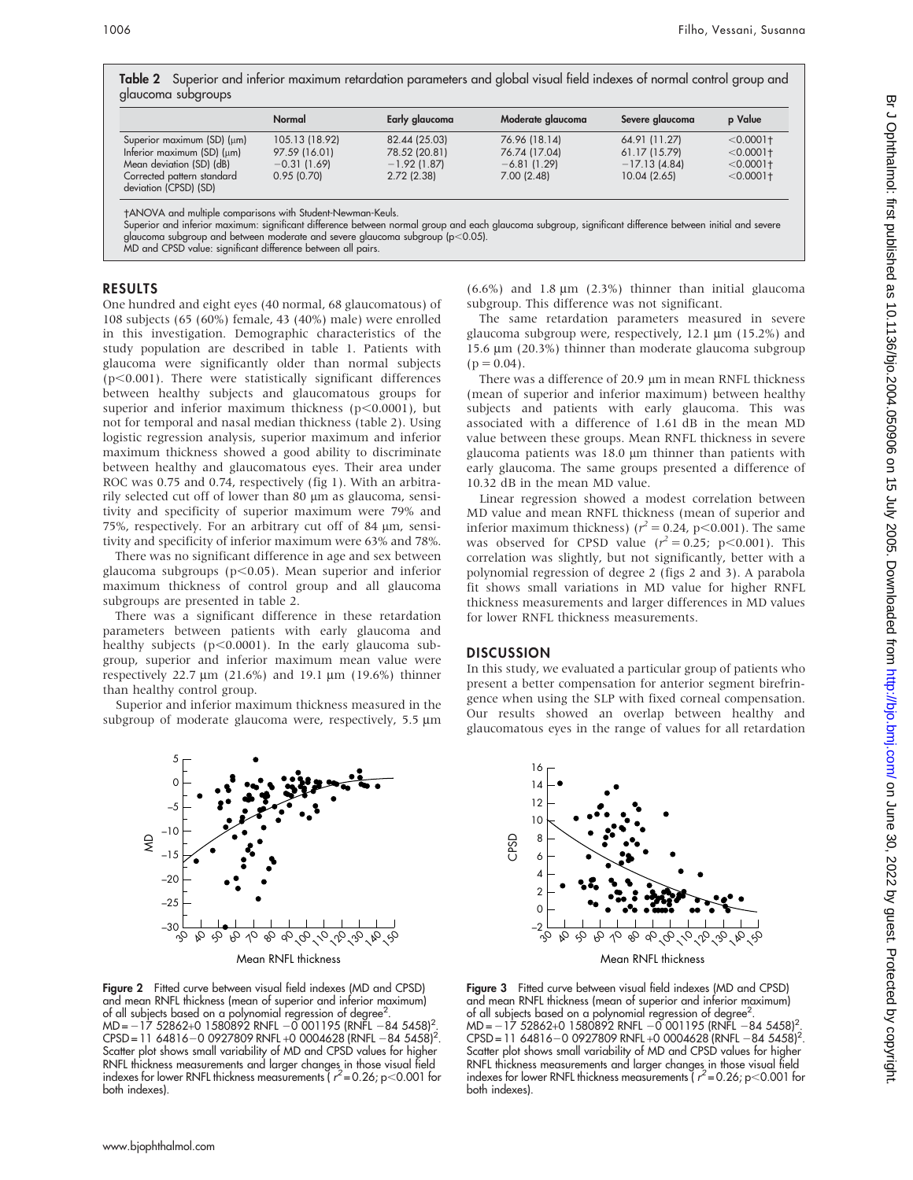**Table 2** Superior and inferior maximum retardation parameters and global visual field indexes of normal control group and glaucoma subgroups

| | Normal | Early glaucoma | Moderate glaucoma | Severe glaucoma | p Value |
|---|---|---|---|---|---|
| Superior maximum (SD) (µm) | 105.13 (18.92) | 82.44 (25.03) | 76.96 (18.14) | 64.91 (11.27) | <0.0001† |
| Inferior maximum (SD) (µm) | 97.59 (16.01) | 78.52 (20.81) | 76.74 (17.04) | 61.17 (15.79) | <0.0001† |
| Mean deviation (SD) (dB) | −0.31 (1.69) | −1.92 (1.87) | −6.81 (1.29) | −17.13 (4.84) | <0.0001† |
| Corrected pattern standard deviation (CPSD) (SD) | 0.95 (0.70) | 2.72 (2.38) | 7.00 (2.48) | 10.04 (2.65) | <0.0001† |

†ANOVA and multiple comparisons with Student-Newman-Keuls.
Superior and inferior maximum: significant difference between normal group and each glaucoma subgroup, significant difference between initial and severe glaucoma subgroup and between moderate and severe glaucoma subgroup ($p<0.05$).
MD and CPSD value: significant difference between all pairs.

## RESULTS

One hundred and eight eyes (40 normal, 68 glaucomatous) of 108 subjects (65 (60%) female, 43 (40%) male) were enrolled in this investigation. Demographic characteristics of the study population are described in table 1. Patients with glaucoma were significantly older than normal subjects ($p<0.001$). There were statistically significant differences between healthy subjects and glaucomatous groups for superior and inferior maximum thickness ($p<0.0001$), but not for temporal and nasal median thickness (table 2). Using logistic regression analysis, superior maximum and inferior maximum thickness showed a good ability to discriminate between healthy and glaucomatous eyes. Their area under ROC was 0.75 and 0.74, respectively (fig 1). With an arbitrarily selected cut off of lower than 80 µm as glaucoma, sensitivity and specificity of superior maximum were 79% and 75%, respectively. For an arbitrary cut off of 84 µm, sensitivity and specificity of inferior maximum were 63% and 78%.

There was no significant difference in age and sex between glaucoma subgroups ($p<0.05$). Mean superior and inferior maximum thickness of control group and all glaucoma subgroups are presented in table 2.

There was a significant difference in these retardation parameters between patients with early glaucoma and healthy subjects ($p<0.0001$). In the early glaucoma subgroup, superior and inferior maximum mean value were respectively 22.7 µm (21.6%) and 19.1 µm (19.6%) thinner than healthy control group.

Superior and inferior maximum thickness measured in the subgroup of moderate glaucoma were, respectively, 5.5 µm (6.6%) and 1.8 µm (2.3%) thinner than initial glaucoma subgroup. This difference was not significant.

The same retardation parameters measured in severe glaucoma subgroup were, respectively, 12.1 µm (15.2%) and 15.6 µm (20.3%) thinner than moderate glaucoma subgroup ($p = 0.04$).

There was a difference of 20.9 µm in mean RNFL thickness (mean of superior and inferior maximum) between healthy subjects and patients with early glaucoma. This was associated with a difference of 1.61 dB in the mean MD value between these groups. Mean RNFL thickness in severe glaucoma patients was 18.0 µm thinner than patients with early glaucoma. The same groups presented a difference of 10.32 dB in the mean MD value.

Linear regression showed a modest correlation between MD value and mean RNFL thickness (mean of superior and inferior maximum thickness) ($r^2 = 0.24$, $p<0.001$). The same was observed for CPSD value ($r^2 = 0.25$; $p<0.001$). This correlation was slightly, but not significantly, better with a polynomial regression of degree 2 (figs 2 and 3). A parabola fit shows small variations in MD value for higher RNFL thickness measurements and larger differences in MD values for lower RNFL thickness measurements.

## DISCUSSION

In this study, we evaluated a particular group of patients who present a better compensation for anterior segment birefringence when using the SLP with fixed corneal compensation. Our results showed an overlap between healthy and glaucomatous eyes in the range of values for all retardation

**Figure 2** Fitted curve between visual field indexes (MD and CPSD) and mean RNFL thickness (mean of superior and inferior maximum) of all subjects based on a polynomial regression of degree[2]. $MD = -17\ 52862 + 0\ 1580892\ RNFL - 0\ 001195\ (RNFL - 84\ 5458)^2$. $CPSD = 11\ 64816 - 0\ 0927809\ RNFL + 0\ 0004628\ (RNFL - 84\ 5458)^2$. Scatter plot shows small variability of MD and CPSD values for higher RNFL thickness measurements and larger changes in those visual field indexes for lower RNFL thickness measurements ($r^2 = 0.26$; $p<0.001$ for both indexes).

**Figure 3** Fitted curve between visual field indexes (MD and CPSD) and mean RNFL thickness (mean of superior and inferior maximum) of all subjects based on a polynomial regression of degree[2]. $MD = -17\ 52862 + 0\ 1580892\ RNFL - 0\ 001195\ (RNFL - 84\ 5458)^2$. $CPSD = 11\ 64816 - 0\ 0927809\ RNFL + 0\ 0004628\ (RNFL - 84\ 5458)^2$. Scatter plot shows small variability of MD and CPSD values for higher RNFL thickness measurements and larger changes in those visual field indexes for lower RNFL thickness measurements ($r^2 = 0.26$; $p<0.001$ for both indexes).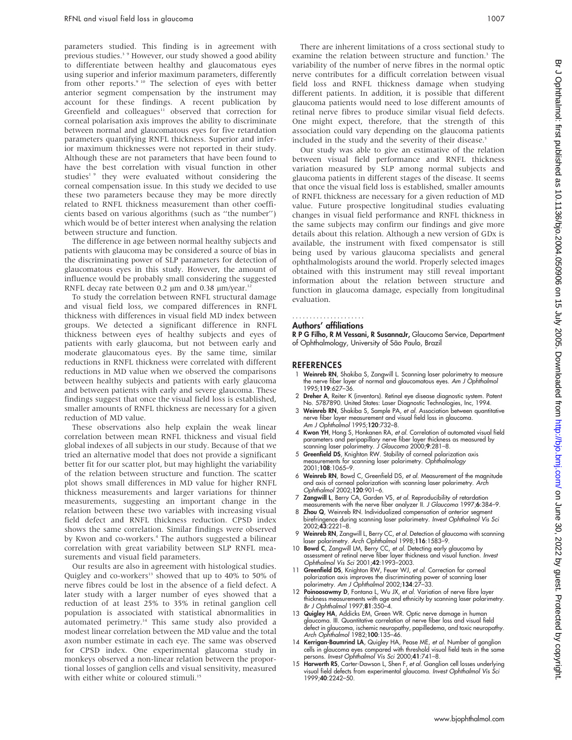parameters studied. This finding is in agreement with previous studies.[3 9] However, our study showed a good ability to differentiate between healthy and glaucomatous eyes using superior and inferior maximum parameters, differently from other reports.[9 10] The selection of eyes with better anterior segment compensation by the instrument may account for these findings. A recent publication by Greenfield and colleagues[11] observed that correction for corneal polarisation axis improves the ability to discriminate between normal and glaucomatous eyes for five retardation parameters quantifying RNFL thickness. Superior and inferior maximum thicknesses were not reported in their study. Although these are not parameters that have been found to have the best correlation with visual function in other studies[1 9] they were evaluated without considering the corneal compensation issue. In this study we decided to use these two parameters because they may be more directly related to RNFL thickness measurement than other coefficients based on various algorithms (such as ''the number'') which would be of better interest when analysing the relation between structure and function.

The difference in age between normal healthy subjects and patients with glaucoma may be considered a source of bias in the discriminating power of SLP parameters for detection of glaucomatous eyes in this study. However, the amount of influence would be probably small considering the suggested RNFL decay rate between 0.2 μm and 0.38 μm/year.[12]

To study the correlation between RNFL structural damage and visual field loss, we compared differences in RNFL thickness with differences in visual field MD index between groups. We detected a significant difference in RNFL thickness between eyes of healthy subjects and eyes of patients with early glaucoma, but not between early and moderate glaucomatous eyes. By the same time, similar reductions in RNFL thickness were correlated with different reductions in MD value when we observed the comparisons between healthy subjects and patients with early glaucoma and between patients with early and severe glaucoma. These findings suggest that once the visual field loss is established, smaller amounts of RNFL thickness are necessary for a given reduction of MD value.

These observations also help explain the weak linear correlation between mean RNFL thickness and visual field global indexes of all subjects in our study. Because of that we tried an alternative model that does not provide a significant better fit for our scatter plot, but may highlight the variability of the relation between structure and function. The scatter plot shows small differences in MD value for higher RNFL thickness measurements and larger variations for thinner measurements, suggesting an important change in the relation between these two variables with increasing visual field defect and RNFL thickness reduction. CPSD index shows the same correlation. Similar findings were observed by Kwon and co-workers.[4] The authors suggested a bilinear correlation with great variability between SLP RNFL measurements and visual field parameters.

Our results are also in agreement with histological studies. Quigley and co-workers[13] showed that up to 40% to 50% of nerve fibres could be lost in the absence of a field defect. A later study with a larger number of eyes showed that a reduction of at least 25% to 35% in retinal ganglion cell population is associated with statistical abnormalities in automated perimetry.[14] This same study also provided a modest linear correlation between the MD value and the total axon number estimate in each eye. The same was observed for CPSD index. One experimental glaucoma study in monkeys observed a non-linear relation between the proportional losses of ganglion cells and visual sensitivity, measured with either white or coloured stimuli.[15]

There are inherent limitations of a cross sectional study to examine the relation between structure and function.[3] The variability of the number of nerve fibres in the normal optic nerve contributes for a difficult correlation between visual field loss and RNFL thickness damage when studying different patients. In addition, it is possible that different glaucoma patients would need to lose different amounts of retinal nerve fibres to produce similar visual field defects. One might expect, therefore, that the strength of this association could vary depending on the glaucoma patients included in the study and the severity of their disease.[3]

Our study was able to give an estimative of the relation between visual field performance and RNFL thickness variation measured by SLP among normal subjects and glaucoma patients in different stages of the disease. It seems that once the visual field loss is established, smaller amounts of RNFL thickness are necessary for a given reduction of MD value. Future prospective longitudinal studies evaluating changes in visual field performance and RNFL thickness in the same subjects may confirm our findings and give more details about this relation. Although a new version of GDx is available, the instrument with fixed compensator is still being used by various glaucoma specialists and general ophthalmologists around the world. Properly selected images obtained with this instrument may still reveal important information about the relation between structure and function in glaucoma damage, especially from longitudinal evaluation.

## Authors' affiliations

**R P G Filho, R M Vessani, R SusannaJr,** Glaucoma Service, Department of Ophthalmology, University of São Paulo, Brazil

## REFERENCES

1. **Weinreb RN**, Shakiba S, Zangwill L. Scanning laser polarimetry to measure the nerve fiber layer of normal and glaucomatous eyes. *Am J Ophthalmol* 1995;**119**:627–36.
2. **Dreher A**, Reiter K (inventors). Retinal eye disease diagnostic system. Patent No. 5787890. United States: Laser Diagnostic Technologies, Inc, 1994.
3. **Weinreb RN**, Shakiba S, Sample PA, *et al*. Association between quantitative nerve fiber layer measurement and visual field loss in glaucoma. *Am J Ophthalmol* 1995;**120**:732–8.
4. **Kwon YH**, Hong S, Honkanen RA, *et al*. Correlation of automated visual field parameters and peripapillary nerve fiber layer thickness as measured by scanning laser polarimetry. *J Glaucoma* 2000;**9**:281–8.
5. **Greenfield DS**, Knighton RW. Stability of corneal polarization axis measurements for scanning laser polarimetry. *Ophthalmology* 2001;**108**:1065–9.
6. **Weinreb RN**, Bowd C, Greenfield DS, *et al*. Measurement of the magnitude and axis of corneal polarization with scanning laser polarimetry. *Arch Ophthalmol* 2002;**120**:901–6.
7. **Zangwill L**, Berry CA, Garden VS, *et al*. Reproducibility of retardation measurements with the nerve fiber analyzer II. *J Glaucoma* 1997;**6**:384–9.
8. **Zhou Q**, Weinreb RN. Individualized compensation of anterior segment birefringence during scanning laser polarimetry. *Invest Ophthalmol Vis Sci* 2002;**43**:2221–8.
9. **Weinreb RN**, Zangwill L, Berry CC, *et al*. Detection of glaucoma with scanning laser polarimetry. *Arch Ophthalmol* 1998;**116**:1583–9.
10. **Bowd C**, Zangwill LM, Berry CC, *et al*. Detecting early glaucoma by assessment of retinal nerve fiber layer thickness and visual function. *Invest Ophthalmol Vis Sci* 2001;**42**:1993–2003.
11. **Greenfield DS**, Knighton RW, Feuer WJ, *et al*. Correction for corneal polarization axis improves the discriminating power of scanning laser polarimetry. *Am J Ophthalmol* 2002;**134**:27–33.
12. **Poinoosawmy D**, Fontana L, Wu JX, *et al*. Variation of nerve fibre layer thickness measurements with age and ethnicity by scanning laser polarimetry. *Br J Ophthalmol* 1997;**81**:350–4.
13. **Quigley HA**, Addicks EM, Green WR. Optic nerve damage in human glaucoma. III. Quantitative correlation of nerve fiber loss and visual field defect in glaucoma, ischemic neuropathy, papilledema, and toxic neuropathy. *Arch Ophthalmol* 1982;**100**:135–46.
14. **Kerrigan-Baumrind LA**, Quigley HA, Pease ME, *et al*. Number of ganglion cells in glaucoma eyes compared with threshold visual field tests in the same persons. *Invest Ophthalmol Vis Sci* 2000;**41**:741–8.
15. **Harwerth RS**, Carter-Dawson L, Shen F, *et al*. Ganglion cell losses underlying visual field defects from experimental glaucoma. *Invest Ophthalmol Vis Sci* 1999;**40**:2242–50.